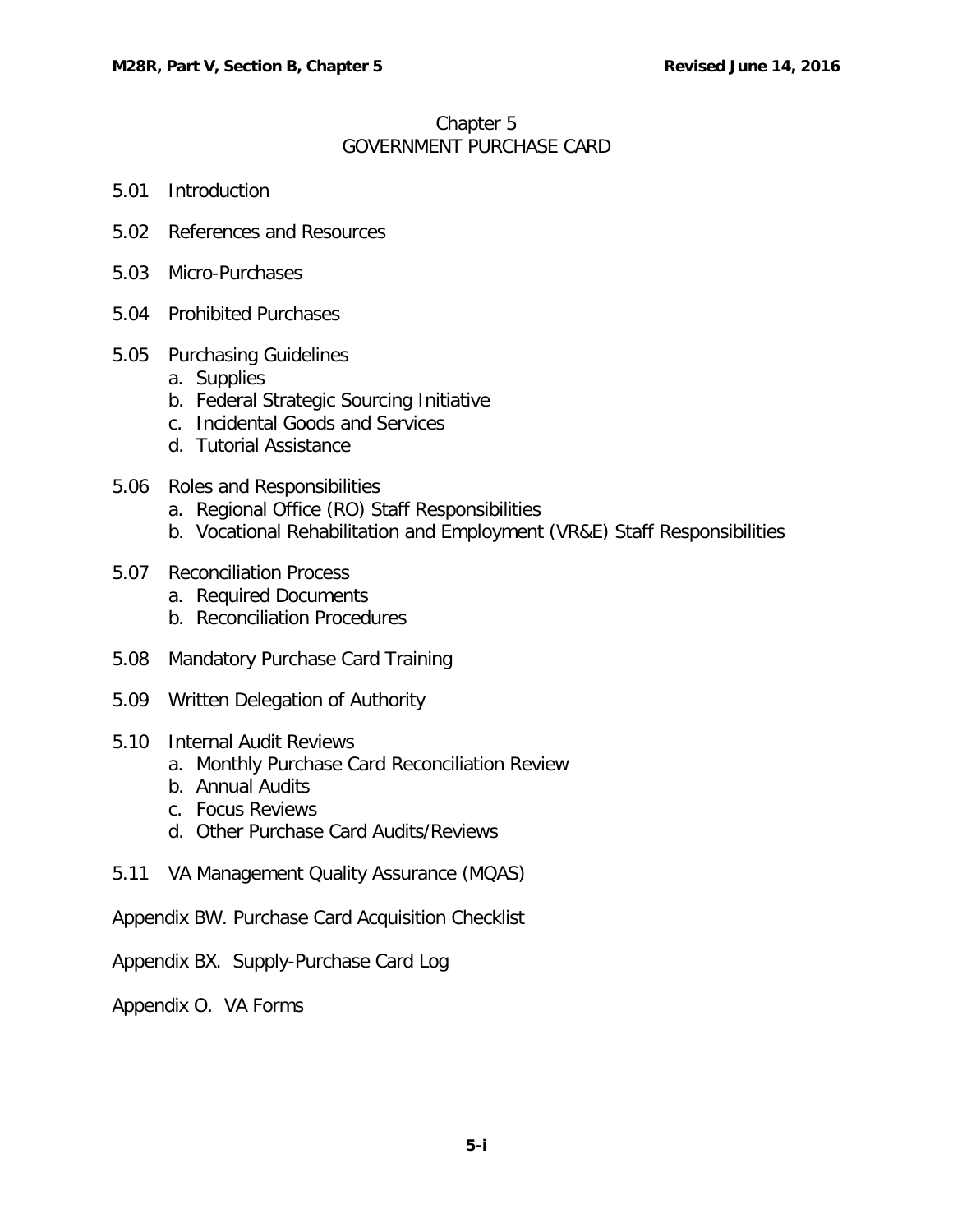# Chapter 5
# GOVERNMENT PURCHASE CARD

5.01 Introduction

5.02 References and Resources

5.03 Micro-Purchases

5.04 Prohibited Purchases

5.05 Purchasing Guidelines
- a. Supplies
- b. Federal Strategic Sourcing Initiative
- c. Incidental Goods and Services
- d. Tutorial Assistance

5.06 Roles and Responsibilities
- a. Regional Office (RO) Staff Responsibilities
- b. Vocational Rehabilitation and Employment (VR&E) Staff Responsibilities

5.07 Reconciliation Process
- a. Required Documents
- b. Reconciliation Procedures

5.08 Mandatory Purchase Card Training

5.09 Written Delegation of Authority

5.10 Internal Audit Reviews
- a. Monthly Purchase Card Reconciliation Review
- b. Annual Audits
- c. Focus Reviews
- d. Other Purchase Card Audits/Reviews

5.11 VA Management Quality Assurance (MQAS)

Appendix BW. Purchase Card Acquisition Checklist

Appendix BX. Supply-Purchase Card Log

Appendix O. VA Forms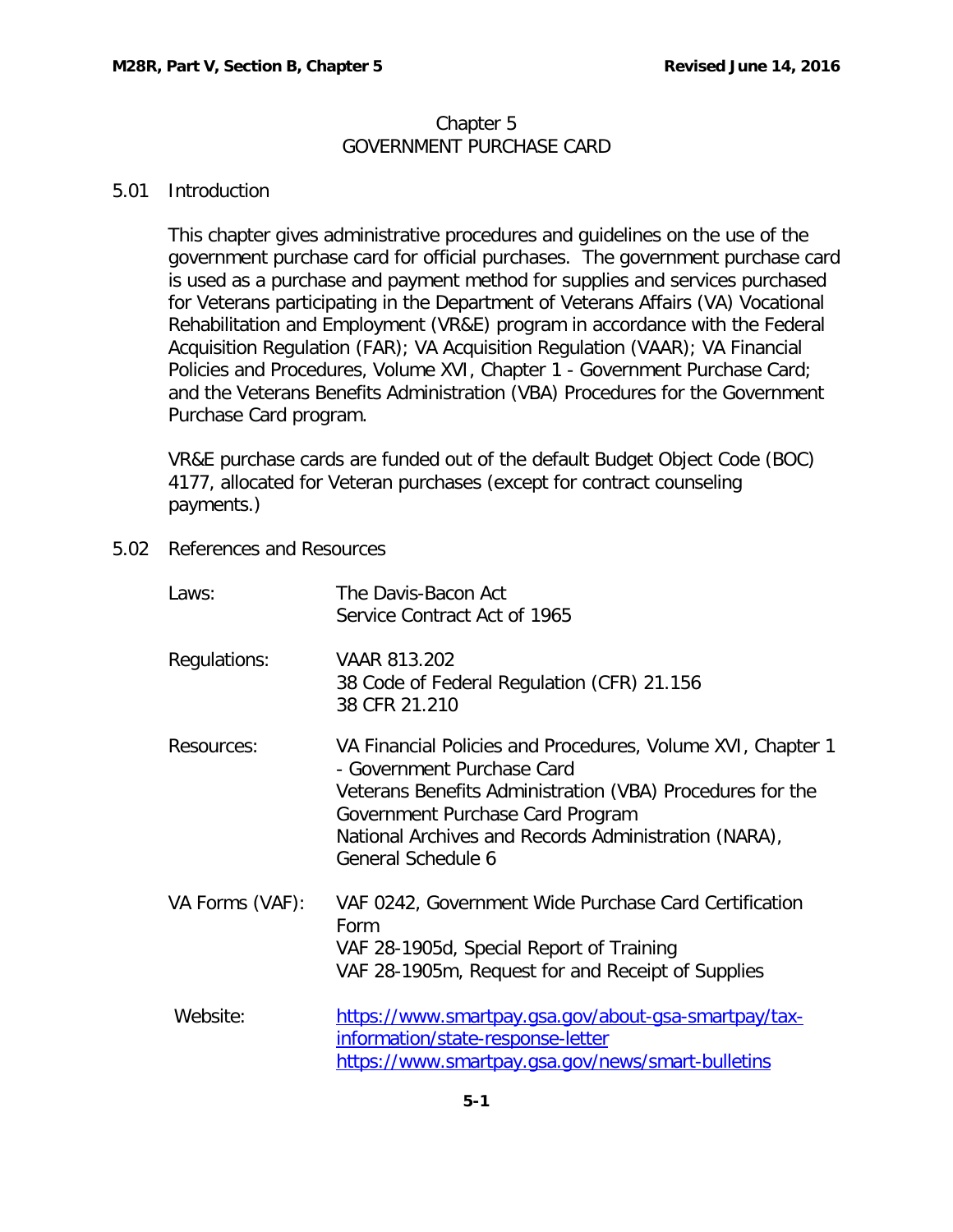# Chapter 5
# GOVERNMENT PURCHASE CARD

## 5.01 Introduction

This chapter gives administrative procedures and guidelines on the use of the government purchase card for official purchases. The government purchase card is used as a purchase and payment method for supplies and services purchased for Veterans participating in the Department of Veterans Affairs (VA) Vocational Rehabilitation and Employment (VR&E) program in accordance with the Federal Acquisition Regulation (FAR); VA Acquisition Regulation (VAAR); VA Financial Policies and Procedures, Volume XVI, Chapter 1 - Government Purchase Card; and the Veterans Benefits Administration (VBA) Procedures for the Government Purchase Card program.

VR&E purchase cards are funded out of the default Budget Object Code (BOC) 4177, allocated for Veteran purchases (except for contract counseling payments.)

## 5.02 References and Resources

| | |
|---|---|
| Laws: | The Davis-Bacon Act<br>Service Contract Act of 1965 |
| Regulations: | VAAR 813.202<br>38 Code of Federal Regulation (CFR) 21.156<br>38 CFR 21.210 |
| Resources: | VA Financial Policies and Procedures, Volume XVI, Chapter 1 - Government Purchase Card<br>Veterans Benefits Administration (VBA) Procedures for the Government Purchase Card Program<br>National Archives and Records Administration (NARA), General Schedule 6 |
| VA Forms (VAF): | VAF 0242, Government Wide Purchase Card Certification Form<br>VAF 28-1905d, Special Report of Training<br>VAF 28-1905m, Request for and Receipt of Supplies |
| Website: | https://www.smartpay.gsa.gov/about-gsa-smartpay/tax-information/state-response-letter<br>https://www.smartpay.gsa.gov/news/smart-bulletins |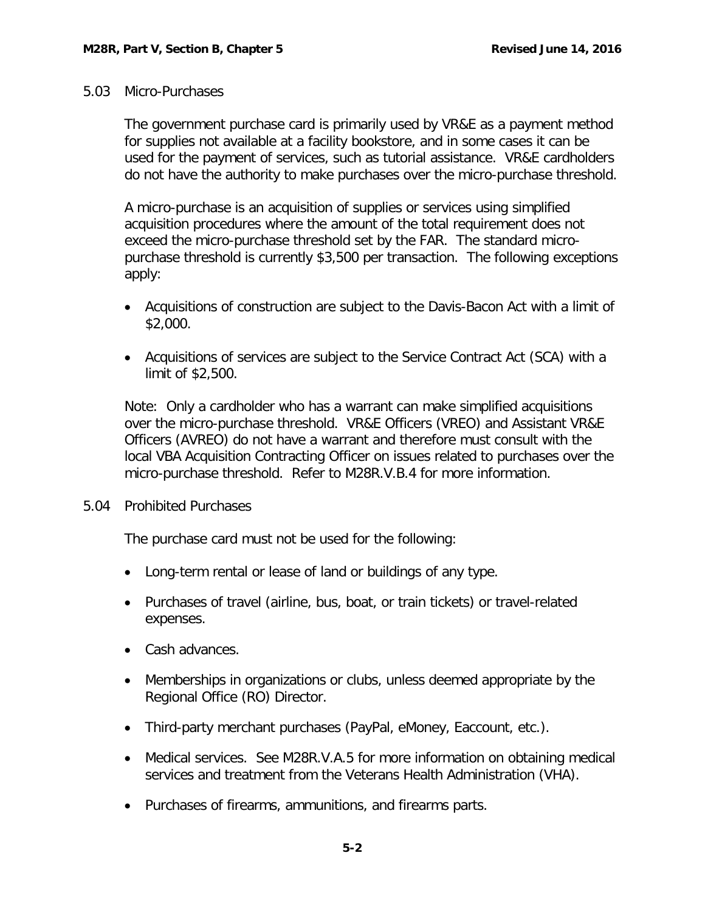## 5.03 Micro-Purchases

The government purchase card is primarily used by VR&E as a payment method for supplies not available at a facility bookstore, and in some cases it can be used for the payment of services, such as tutorial assistance. VR&E cardholders do not have the authority to make purchases over the micro-purchase threshold.

A micro-purchase is an acquisition of supplies or services using simplified acquisition procedures where the amount of the total requirement does not exceed the micro-purchase threshold set by the FAR. The standard micro-purchase threshold is currently $3,500 per transaction. The following exceptions apply:

- Acquisitions of construction are subject to the Davis-Bacon Act with a limit of $2,000.
- Acquisitions of services are subject to the Service Contract Act (SCA) with a limit of $2,500.

Note: Only a cardholder who has a warrant can make simplified acquisitions over the micro-purchase threshold. VR&E Officers (VREO) and Assistant VR&E Officers (AVREO) do not have a warrant and therefore must consult with the local VBA Acquisition Contracting Officer on issues related to purchases over the micro-purchase threshold. Refer to M28R.V.B.4 for more information.

## 5.04 Prohibited Purchases

The purchase card must not be used for the following:

- Long-term rental or lease of land or buildings of any type.
- Purchases of travel (airline, bus, boat, or train tickets) or travel-related expenses.
- Cash advances.
- Memberships in organizations or clubs, unless deemed appropriate by the Regional Office (RO) Director.
- Third-party merchant purchases (PayPal, eMoney, Eaccount, etc.).
- Medical services. See M28R.V.A.5 for more information on obtaining medical services and treatment from the Veterans Health Administration (VHA).
- Purchases of firearms, ammunitions, and firearms parts.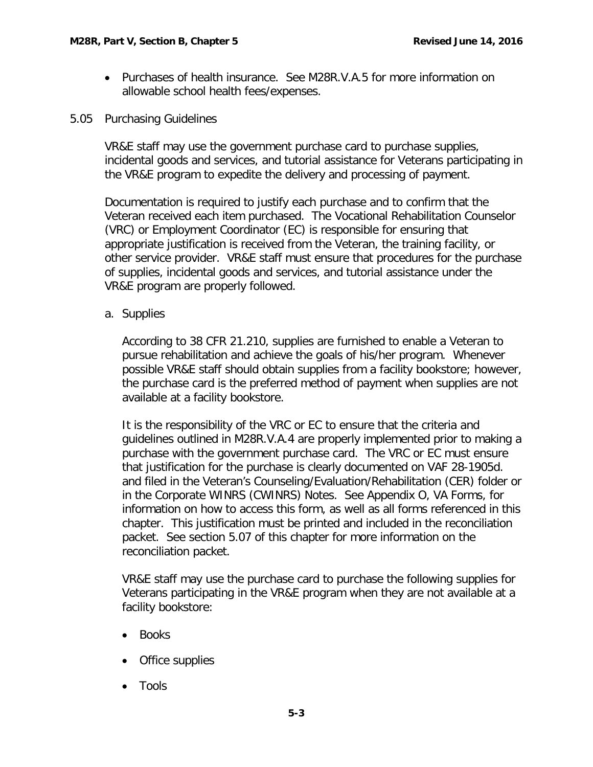- Purchases of health insurance. See M28R.V.A.5 for more information on allowable school health fees/expenses.

## 5.05 Purchasing Guidelines

VR&E staff may use the government purchase card to purchase supplies, incidental goods and services, and tutorial assistance for Veterans participating in the VR&E program to expedite the delivery and processing of payment.

Documentation is required to justify each purchase and to confirm that the Veteran received each item purchased. The Vocational Rehabilitation Counselor (VRC) or Employment Coordinator (EC) is responsible for ensuring that appropriate justification is received from the Veteran, the training facility, or other service provider. VR&E staff must ensure that procedures for the purchase of supplies, incidental goods and services, and tutorial assistance under the VR&E program are properly followed.

### a. Supplies

According to 38 CFR 21.210, supplies are furnished to enable a Veteran to pursue rehabilitation and achieve the goals of his/her program. Whenever possible VR&E staff should obtain supplies from a facility bookstore; however, the purchase card is the preferred method of payment when supplies are not available at a facility bookstore.

It is the responsibility of the VRC or EC to ensure that the criteria and guidelines outlined in M28R.V.A.4 are properly implemented prior to making a purchase with the government purchase card. The VRC or EC must ensure that justification for the purchase is clearly documented on VAF 28-1905d. and filed in the Veteran's Counseling/Evaluation/Rehabilitation (CER) folder or in the Corporate WINRS (CWINRS) Notes. See Appendix O, VA Forms, for information on how to access this form, as well as all forms referenced in this chapter. This justification must be printed and included in the reconciliation packet. See section 5.07 of this chapter for more information on the reconciliation packet.

VR&E staff may use the purchase card to purchase the following supplies for Veterans participating in the VR&E program when they are not available at a facility bookstore:

- Books
- Office supplies
- Tools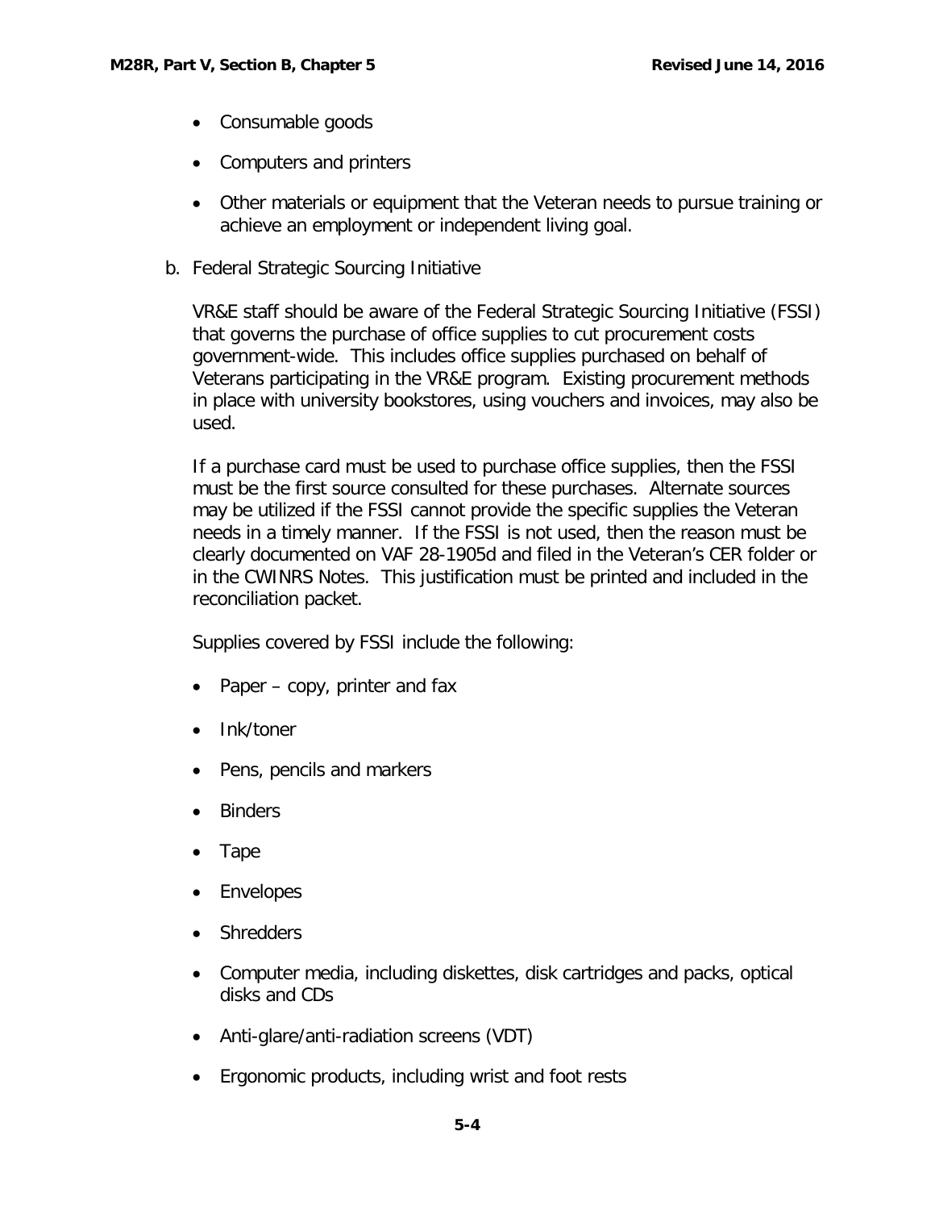- Consumable goods
- Computers and printers
- Other materials or equipment that the Veteran needs to pursue training or achieve an employment or independent living goal.

b. Federal Strategic Sourcing Initiative

VR&E staff should be aware of the Federal Strategic Sourcing Initiative (FSSI) that governs the purchase of office supplies to cut procurement costs government-wide. This includes office supplies purchased on behalf of Veterans participating in the VR&E program. Existing procurement methods in place with university bookstores, using vouchers and invoices, may also be used.

If a purchase card must be used to purchase office supplies, then the FSSI must be the first source consulted for these purchases. Alternate sources may be utilized if the FSSI cannot provide the specific supplies the Veteran needs in a timely manner. If the FSSI is not used, then the reason must be clearly documented on VAF 28-1905d and filed in the Veteran's CER folder or in the CWINRS Notes. This justification must be printed and included in the reconciliation packet.

Supplies covered by FSSI include the following:

- Paper – copy, printer and fax
- Ink/toner
- Pens, pencils and markers
- Binders
- Tape
- Envelopes
- Shredders
- Computer media, including diskettes, disk cartridges and packs, optical disks and CDs
- Anti-glare/anti-radiation screens (VDT)
- Ergonomic products, including wrist and foot rests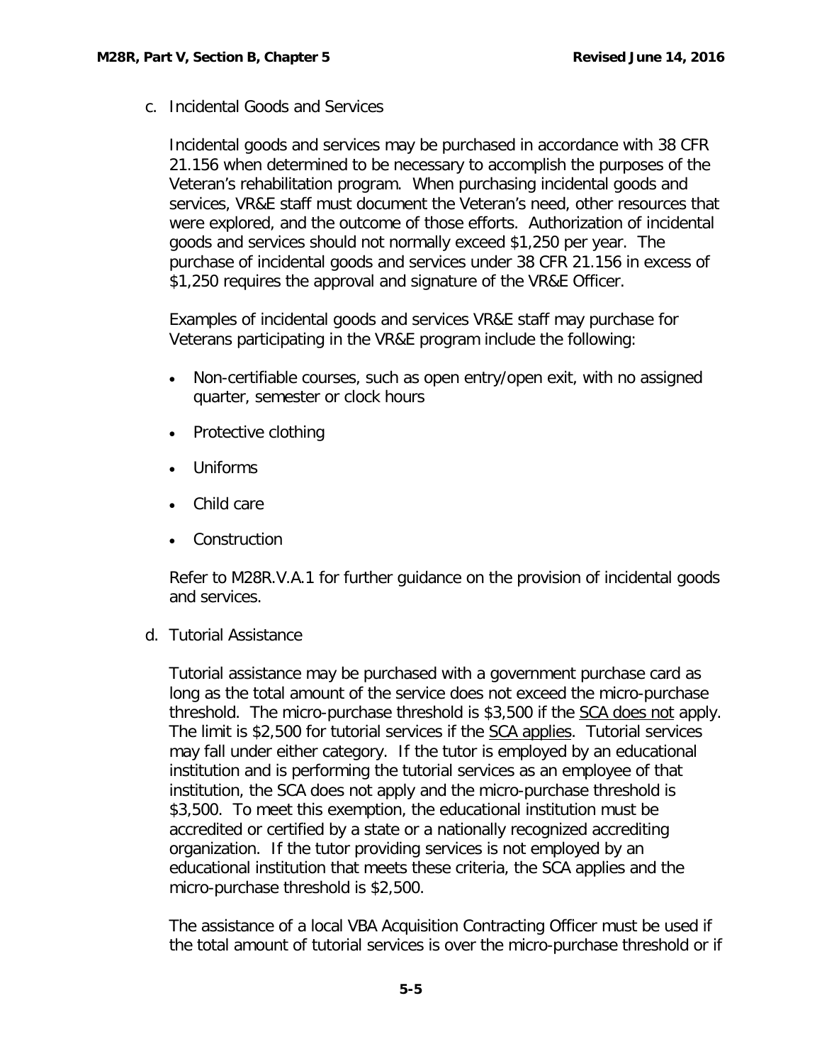c. Incidental Goods and Services

Incidental goods and services may be purchased in accordance with 38 CFR 21.156 when determined to be necessary to accomplish the purposes of the Veteran's rehabilitation program. When purchasing incidental goods and services, VR&E staff must document the Veteran's need, other resources that were explored, and the outcome of those efforts. Authorization of incidental goods and services should not normally exceed $1,250 per year. The purchase of incidental goods and services under 38 CFR 21.156 in excess of $1,250 requires the approval and signature of the VR&E Officer.

Examples of incidental goods and services VR&E staff may purchase for Veterans participating in the VR&E program include the following:

- Non-certifiable courses, such as open entry/open exit, with no assigned quarter, semester or clock hours
- Protective clothing
- Uniforms
- Child care
- Construction

Refer to M28R.V.A.1 for further guidance on the provision of incidental goods and services.

d. Tutorial Assistance

Tutorial assistance may be purchased with a government purchase card as long as the total amount of the service does not exceed the micro-purchase threshold. The micro-purchase threshold is $3,500 if the SCA does not apply. The limit is $2,500 for tutorial services if the SCA applies. Tutorial services may fall under either category. If the tutor is employed by an educational institution and is performing the tutorial services as an employee of that institution, the SCA does not apply and the micro-purchase threshold is $3,500. To meet this exemption, the educational institution must be accredited or certified by a state or a nationally recognized accrediting organization. If the tutor providing services is not employed by an educational institution that meets these criteria, the SCA applies and the micro-purchase threshold is $2,500.

The assistance of a local VBA Acquisition Contracting Officer must be used if the total amount of tutorial services is over the micro-purchase threshold or if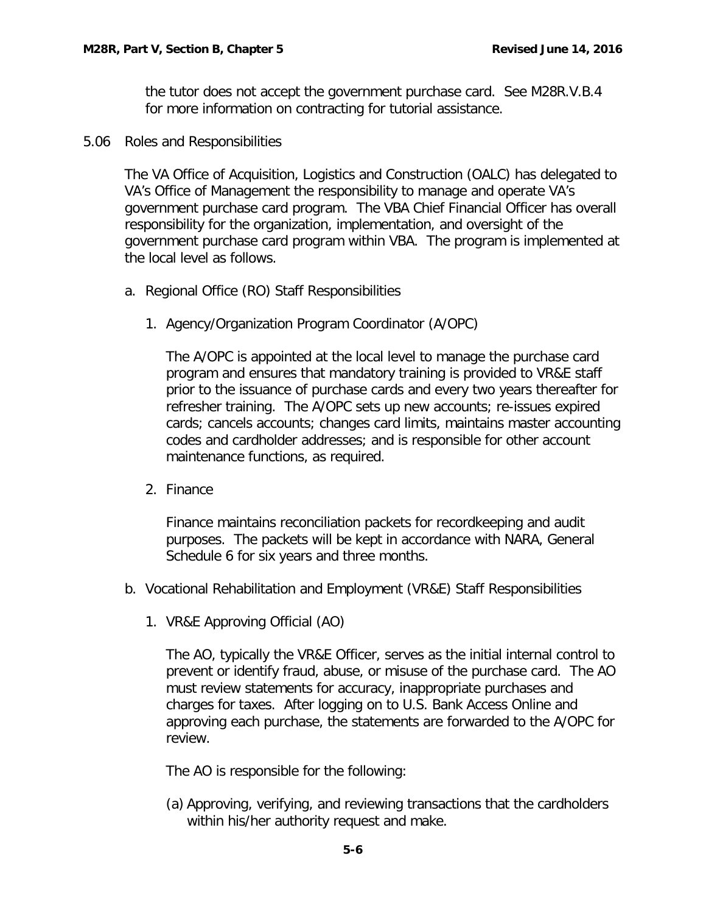the tutor does not accept the government purchase card. See M28R.V.B.4 for more information on contracting for tutorial assistance.

## 5.06 Roles and Responsibilities

The VA Office of Acquisition, Logistics and Construction (OALC) has delegated to VA's Office of Management the responsibility to manage and operate VA's government purchase card program. The VBA Chief Financial Officer has overall responsibility for the organization, implementation, and oversight of the government purchase card program within VBA. The program is implemented at the local level as follows.

### a. Regional Office (RO) Staff Responsibilities

#### 1. Agency/Organization Program Coordinator (A/OPC)

The A/OPC is appointed at the local level to manage the purchase card program and ensures that mandatory training is provided to VR&E staff prior to the issuance of purchase cards and every two years thereafter for refresher training. The A/OPC sets up new accounts; re-issues expired cards; cancels accounts; changes card limits, maintains master accounting codes and cardholder addresses; and is responsible for other account maintenance functions, as required.

#### 2. Finance

Finance maintains reconciliation packets for recordkeeping and audit purposes. The packets will be kept in accordance with NARA, General Schedule 6 for six years and three months.

### b. Vocational Rehabilitation and Employment (VR&E) Staff Responsibilities

#### 1. VR&E Approving Official (AO)

The AO, typically the VR&E Officer, serves as the initial internal control to prevent or identify fraud, abuse, or misuse of the purchase card. The AO must review statements for accuracy, inappropriate purchases and charges for taxes. After logging on to U.S. Bank Access Online and approving each purchase, the statements are forwarded to the A/OPC for review.

The AO is responsible for the following:

(a) Approving, verifying, and reviewing transactions that the cardholders within his/her authority request and make.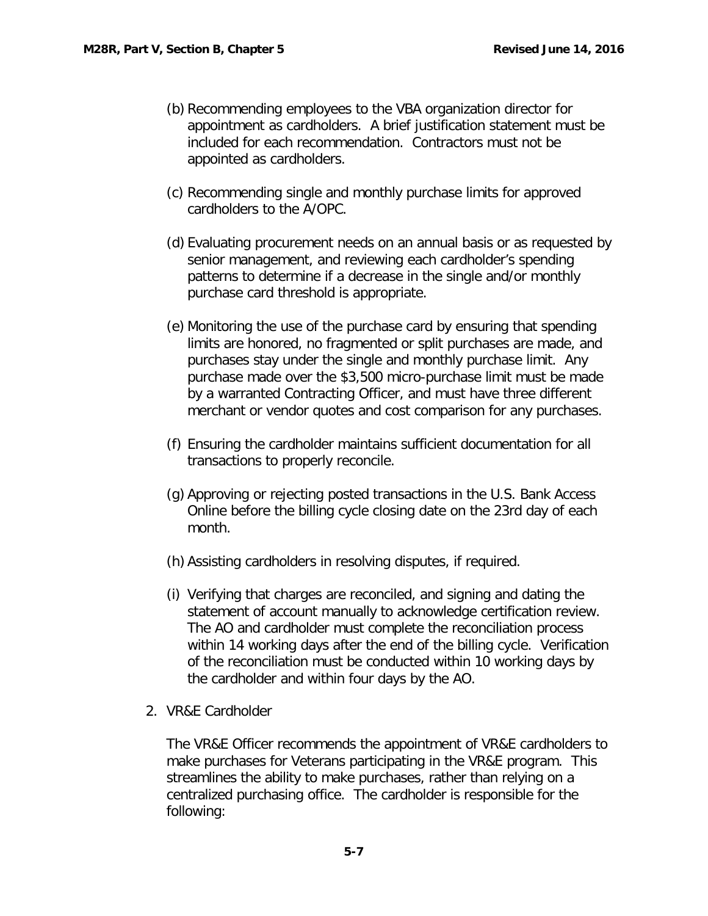(b) Recommending employees to the VBA organization director for appointment as cardholders. A brief justification statement must be included for each recommendation. Contractors must not be appointed as cardholders.

(c) Recommending single and monthly purchase limits for approved cardholders to the A/OPC.

(d) Evaluating procurement needs on an annual basis or as requested by senior management, and reviewing each cardholder's spending patterns to determine if a decrease in the single and/or monthly purchase card threshold is appropriate.

(e) Monitoring the use of the purchase card by ensuring that spending limits are honored, no fragmented or split purchases are made, and purchases stay under the single and monthly purchase limit. Any purchase made over the $3,500 micro-purchase limit must be made by a warranted Contracting Officer, and must have three different merchant or vendor quotes and cost comparison for any purchases.

(f) Ensuring the cardholder maintains sufficient documentation for all transactions to properly reconcile.

(g) Approving or rejecting posted transactions in the U.S. Bank Access Online before the billing cycle closing date on the 23rd day of each month.

(h) Assisting cardholders in resolving disputes, if required.

(i) Verifying that charges are reconciled, and signing and dating the statement of account manually to acknowledge certification review. The AO and cardholder must complete the reconciliation process within 14 working days after the end of the billing cycle. Verification of the reconciliation must be conducted within 10 working days by the cardholder and within four days by the AO.

2. VR&E Cardholder

The VR&E Officer recommends the appointment of VR&E cardholders to make purchases for Veterans participating in the VR&E program. This streamlines the ability to make purchases, rather than relying on a centralized purchasing office. The cardholder is responsible for the following: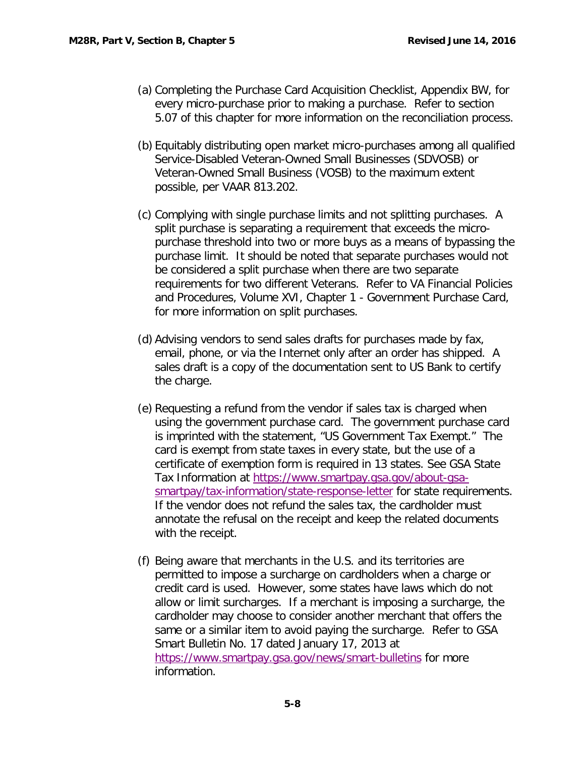(a) Completing the Purchase Card Acquisition Checklist, Appendix BW, for every micro-purchase prior to making a purchase. Refer to section 5.07 of this chapter for more information on the reconciliation process.

(b) Equitably distributing open market micro-purchases among all qualified Service-Disabled Veteran-Owned Small Businesses (SDVOSB) or Veteran-Owned Small Business (VOSB) to the maximum extent possible, per VAAR 813.202.

(c) Complying with single purchase limits and not splitting purchases. A split purchase is separating a requirement that exceeds the micro-purchase threshold into two or more buys as a means of bypassing the purchase limit. It should be noted that separate purchases would not be considered a split purchase when there are two separate requirements for two different Veterans. Refer to VA Financial Policies and Procedures, Volume XVI, Chapter 1 - Government Purchase Card, for more information on split purchases.

(d) Advising vendors to send sales drafts for purchases made by fax, email, phone, or via the Internet only after an order has shipped. A sales draft is a copy of the documentation sent to US Bank to certify the charge.

(e) Requesting a refund from the vendor if sales tax is charged when using the government purchase card. The government purchase card is imprinted with the statement, "US Government Tax Exempt." The card is exempt from state taxes in every state, but the use of a certificate of exemption form is required in 13 states. See GSA State Tax Information at [https://www.smartpay.gsa.gov/about-gsa-smartpay/tax-information/state-response-letter](https://www.smartpay.gsa.gov/about-gsa-smartpay/tax-information/state-response-letter) for state requirements. If the vendor does not refund the sales tax, the cardholder must annotate the refusal on the receipt and keep the related documents with the receipt.

(f) Being aware that merchants in the U.S. and its territories are permitted to impose a surcharge on cardholders when a charge or credit card is used. However, some states have laws which do not allow or limit surcharges. If a merchant is imposing a surcharge, the cardholder may choose to consider another merchant that offers the same or a similar item to avoid paying the surcharge. Refer to GSA Smart Bulletin No. 17 dated January 17, 2013 at [https://www.smartpay.gsa.gov/news/smart-bulletins](https://www.smartpay.gsa.gov/news/smart-bulletins) for more information.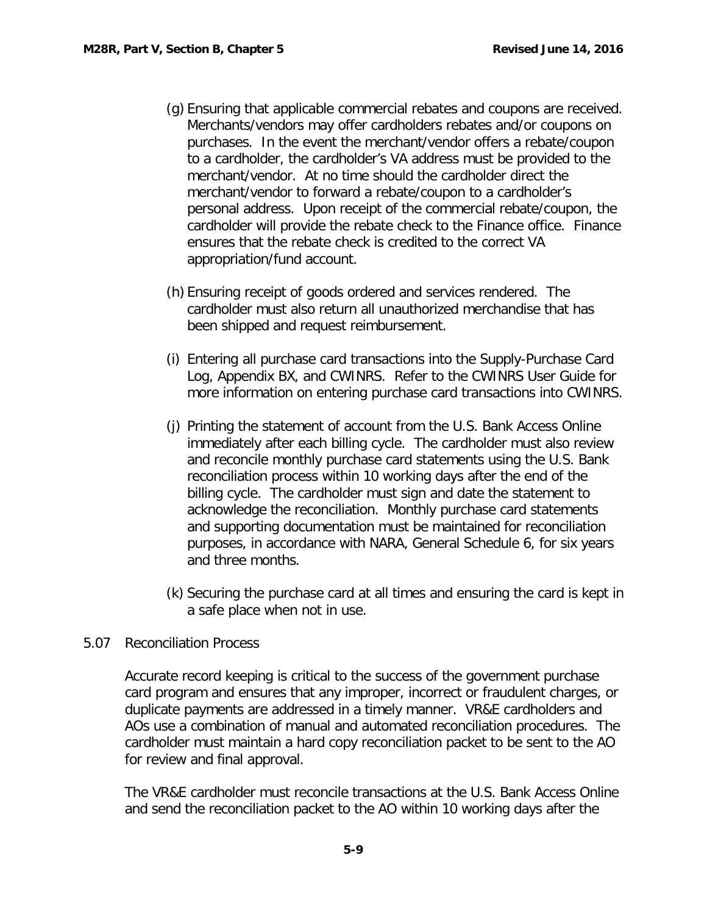(g) Ensuring that applicable commercial rebates and coupons are received. Merchants/vendors may offer cardholders rebates and/or coupons on purchases. In the event the merchant/vendor offers a rebate/coupon to a cardholder, the cardholder's VA address must be provided to the merchant/vendor. At no time should the cardholder direct the merchant/vendor to forward a rebate/coupon to a cardholder's personal address. Upon receipt of the commercial rebate/coupon, the cardholder will provide the rebate check to the Finance office. Finance ensures that the rebate check is credited to the correct VA appropriation/fund account.

(h) Ensuring receipt of goods ordered and services rendered. The cardholder must also return all unauthorized merchandise that has been shipped and request reimbursement.

(i) Entering all purchase card transactions into the Supply-Purchase Card Log, Appendix BX, and CWINRS. Refer to the CWINRS User Guide for more information on entering purchase card transactions into CWINRS.

(j) Printing the statement of account from the U.S. Bank Access Online immediately after each billing cycle. The cardholder must also review and reconcile monthly purchase card statements using the U.S. Bank reconciliation process within 10 working days after the end of the billing cycle. The cardholder must sign and date the statement to acknowledge the reconciliation. Monthly purchase card statements and supporting documentation must be maintained for reconciliation purposes, in accordance with NARA, General Schedule 6, for six years and three months.

(k) Securing the purchase card at all times and ensuring the card is kept in a safe place when not in use.

## 5.07 Reconciliation Process

Accurate record keeping is critical to the success of the government purchase card program and ensures that any improper, incorrect or fraudulent charges, or duplicate payments are addressed in a timely manner. VR&E cardholders and AOs use a combination of manual and automated reconciliation procedures. The cardholder must maintain a hard copy reconciliation packet to be sent to the AO for review and final approval.

The VR&E cardholder must reconcile transactions at the U.S. Bank Access Online and send the reconciliation packet to the AO within 10 working days after the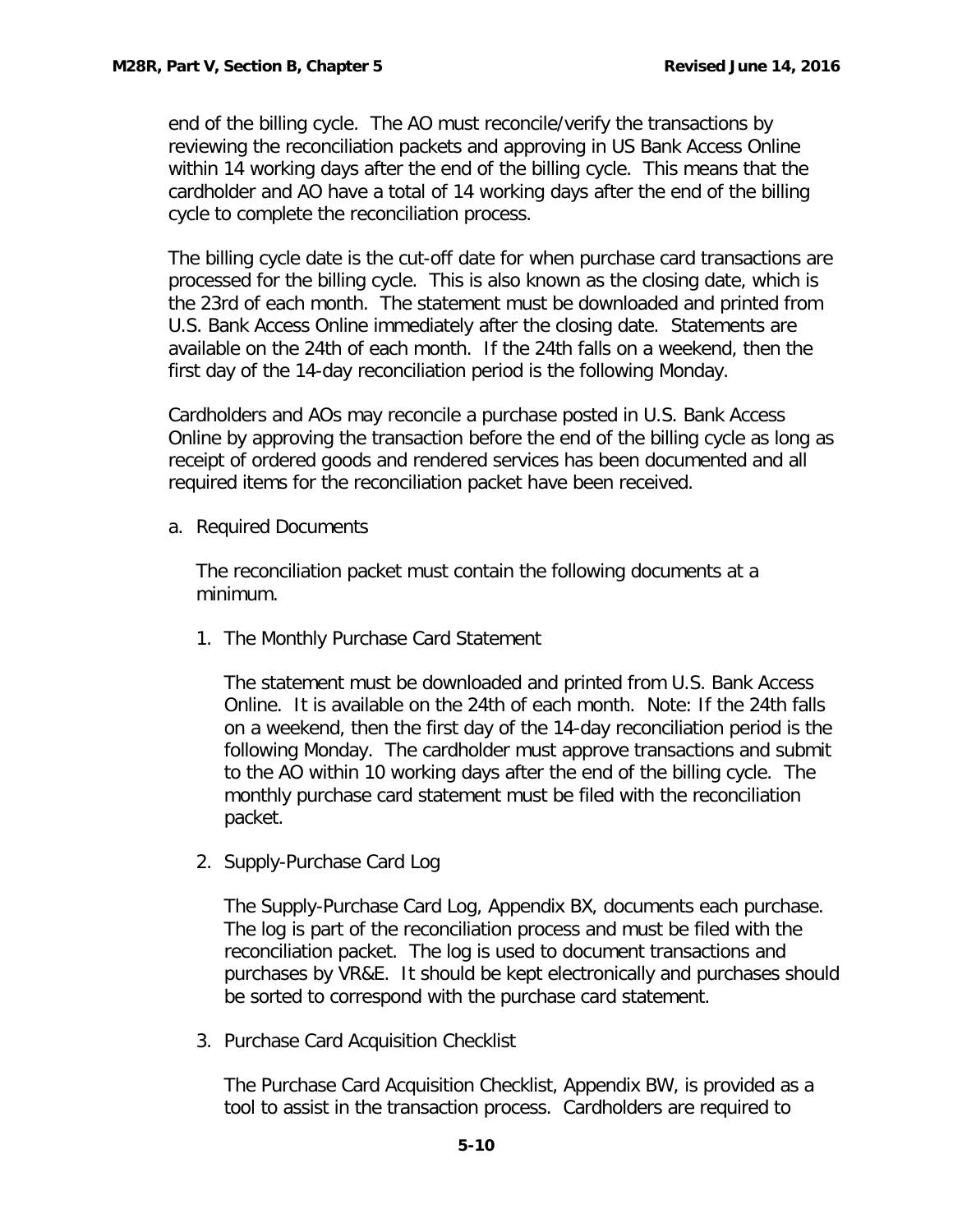end of the billing cycle. The AO must reconcile/verify the transactions by reviewing the reconciliation packets and approving in US Bank Access Online within 14 working days after the end of the billing cycle. This means that the cardholder and AO have a total of 14 working days after the end of the billing cycle to complete the reconciliation process.

The billing cycle date is the cut-off date for when purchase card transactions are processed for the billing cycle. This is also known as the closing date, which is the 23rd of each month. The statement must be downloaded and printed from U.S. Bank Access Online immediately after the closing date. Statements are available on the 24th of each month. If the 24th falls on a weekend, then the first day of the 14-day reconciliation period is the following Monday.

Cardholders and AOs may reconcile a purchase posted in U.S. Bank Access Online by approving the transaction before the end of the billing cycle as long as receipt of ordered goods and rendered services has been documented and all required items for the reconciliation packet have been received.

a. Required Documents

   The reconciliation packet must contain the following documents at a minimum.

   1. The Monthly Purchase Card Statement

      The statement must be downloaded and printed from U.S. Bank Access Online. It is available on the 24th of each month. Note: If the 24th falls on a weekend, then the first day of the 14-day reconciliation period is the following Monday. The cardholder must approve transactions and submit to the AO within 10 working days after the end of the billing cycle. The monthly purchase card statement must be filed with the reconciliation packet.

   2. Supply-Purchase Card Log

      The Supply-Purchase Card Log, Appendix BX, documents each purchase. The log is part of the reconciliation process and must be filed with the reconciliation packet. The log is used to document transactions and purchases by VR&E. It should be kept electronically and purchases should be sorted to correspond with the purchase card statement.

   3. Purchase Card Acquisition Checklist

      The Purchase Card Acquisition Checklist, Appendix BW, is provided as a tool to assist in the transaction process. Cardholders are required to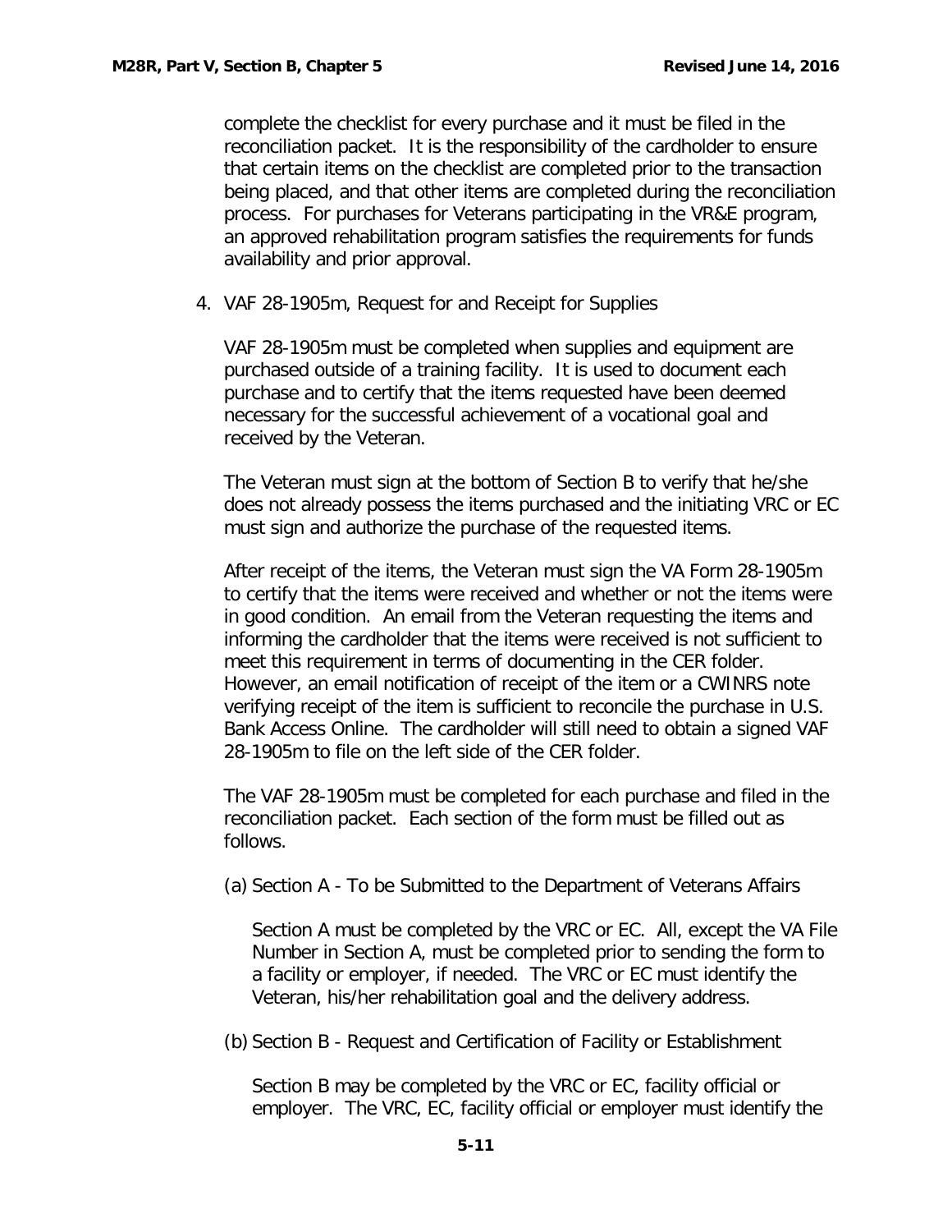complete the checklist for every purchase and it must be filed in the reconciliation packet. It is the responsibility of the cardholder to ensure that certain items on the checklist are completed prior to the transaction being placed, and that other items are completed during the reconciliation process. For purchases for Veterans participating in the VR&E program, an approved rehabilitation program satisfies the requirements for funds availability and prior approval.

4. VAF 28-1905m, Request for and Receipt for Supplies

   VAF 28-1905m must be completed when supplies and equipment are purchased outside of a training facility. It is used to document each purchase and to certify that the items requested have been deemed necessary for the successful achievement of a vocational goal and received by the Veteran.

   The Veteran must sign at the bottom of Section B to verify that he/she does not already possess the items purchased and the initiating VRC or EC must sign and authorize the purchase of the requested items.

   After receipt of the items, the Veteran must sign the VA Form 28-1905m to certify that the items were received and whether or not the items were in good condition. An email from the Veteran requesting the items and informing the cardholder that the items were received is not sufficient to meet this requirement in terms of documenting in the CER folder. However, an email notification of receipt of the item or a CWINRS note verifying receipt of the item is sufficient to reconcile the purchase in U.S. Bank Access Online. The cardholder will still need to obtain a signed VAF 28-1905m to file on the left side of the CER folder.

   The VAF 28-1905m must be completed for each purchase and filed in the reconciliation packet. Each section of the form must be filled out as follows.

   (a) Section A - To be Submitted to the Department of Veterans Affairs

      Section A must be completed by the VRC or EC. All, except the VA File Number in Section A, must be completed prior to sending the form to a facility or employer, if needed. The VRC or EC must identify the Veteran, his/her rehabilitation goal and the delivery address.

   (b) Section B - Request and Certification of Facility or Establishment

      Section B may be completed by the VRC or EC, facility official or employer. The VRC, EC, facility official or employer must identify the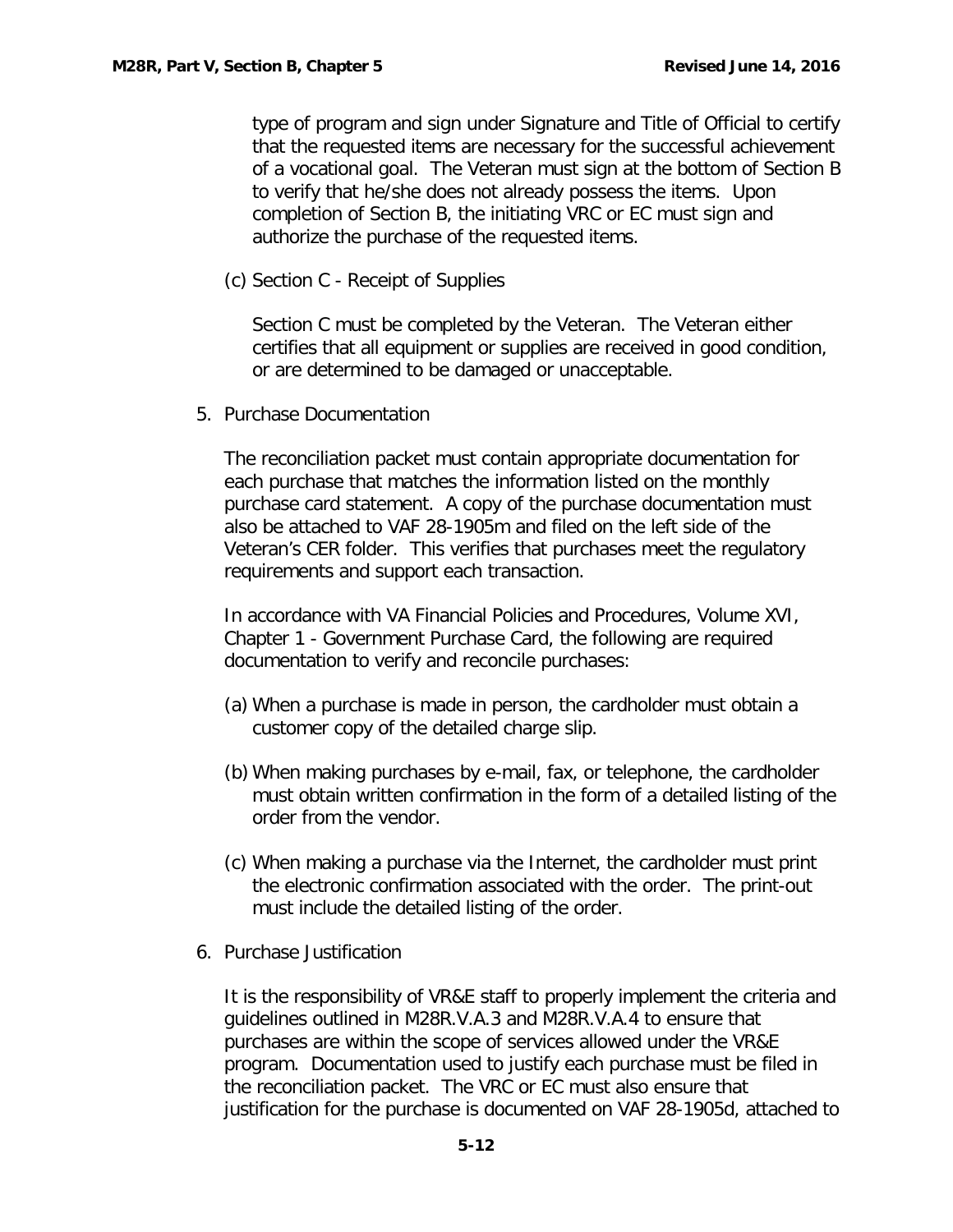type of program and sign under Signature and Title of Official to certify that the requested items are necessary for the successful achievement of a vocational goal. The Veteran must sign at the bottom of Section B to verify that he/she does not already possess the items. Upon completion of Section B, the initiating VRC or EC must sign and authorize the purchase of the requested items.

(c) Section C - Receipt of Supplies

Section C must be completed by the Veteran. The Veteran either certifies that all equipment or supplies are received in good condition, or are determined to be damaged or unacceptable.

5. Purchase Documentation

The reconciliation packet must contain appropriate documentation for each purchase that matches the information listed on the monthly purchase card statement. A copy of the purchase documentation must also be attached to VAF 28-1905m and filed on the left side of the Veteran's CER folder. This verifies that purchases meet the regulatory requirements and support each transaction.

In accordance with VA Financial Policies and Procedures, Volume XVI, Chapter 1 - Government Purchase Card, the following are required documentation to verify and reconcile purchases:

(a) When a purchase is made in person, the cardholder must obtain a customer copy of the detailed charge slip.

(b) When making purchases by e-mail, fax, or telephone, the cardholder must obtain written confirmation in the form of a detailed listing of the order from the vendor.

(c) When making a purchase via the Internet, the cardholder must print the electronic confirmation associated with the order. The print-out must include the detailed listing of the order.

6. Purchase Justification

It is the responsibility of VR&E staff to properly implement the criteria and guidelines outlined in M28R.V.A.3 and M28R.V.A.4 to ensure that purchases are within the scope of services allowed under the VR&E program. Documentation used to justify each purchase must be filed in the reconciliation packet. The VRC or EC must also ensure that justification for the purchase is documented on VAF 28-1905d, attached to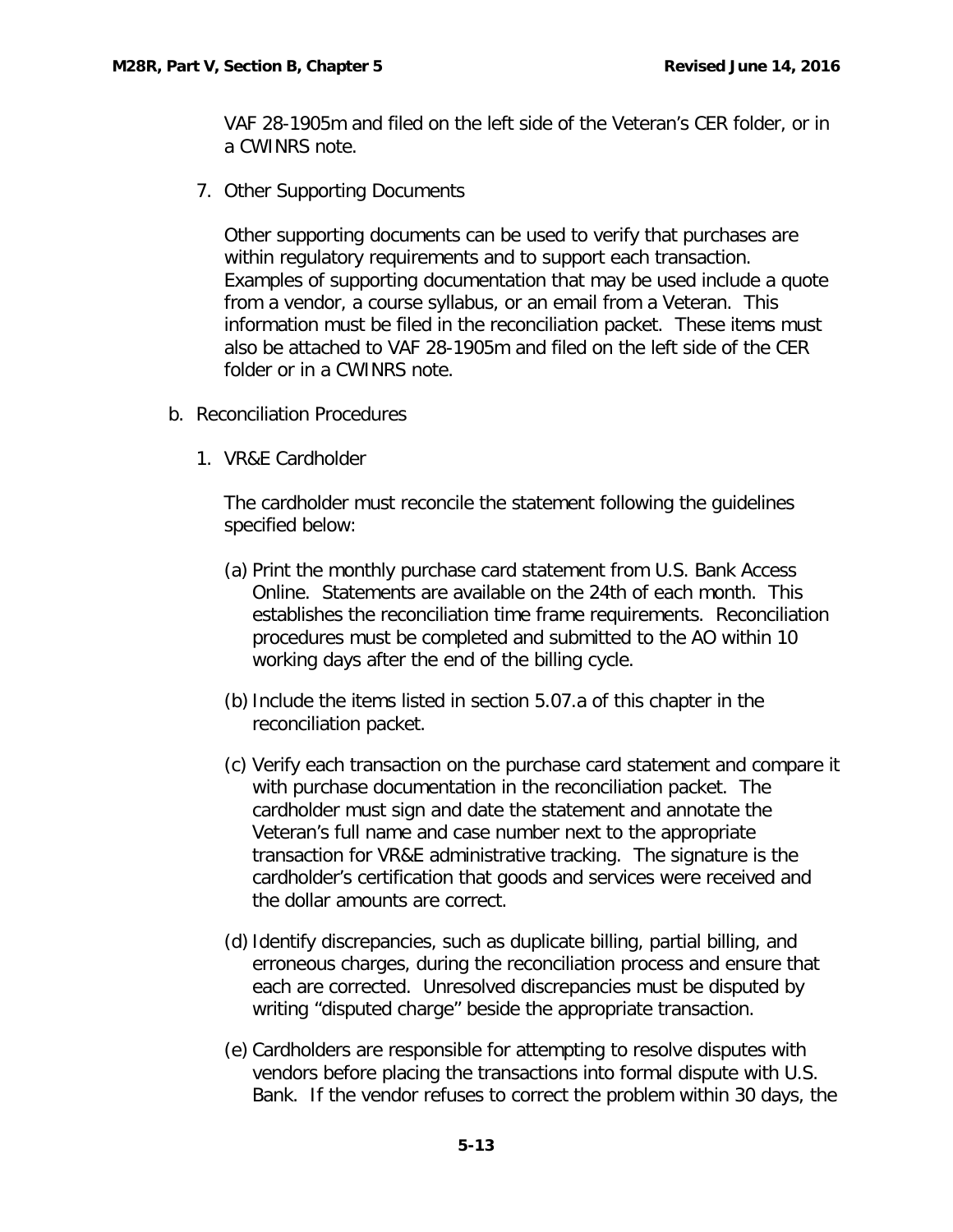VAF 28-1905m and filed on the left side of the Veteran's CER folder, or in a CWINRS note.

7. Other Supporting Documents

   Other supporting documents can be used to verify that purchases are within regulatory requirements and to support each transaction. Examples of supporting documentation that may be used include a quote from a vendor, a course syllabus, or an email from a Veteran. This information must be filed in the reconciliation packet. These items must also be attached to VAF 28-1905m and filed on the left side of the CER folder or in a CWINRS note.

b. Reconciliation Procedures

   1. VR&E Cardholder

      The cardholder must reconcile the statement following the guidelines specified below:

      (a) Print the monthly purchase card statement from U.S. Bank Access Online. Statements are available on the 24th of each month. This establishes the reconciliation time frame requirements. Reconciliation procedures must be completed and submitted to the AO within 10 working days after the end of the billing cycle.

      (b) Include the items listed in section 5.07.a of this chapter in the reconciliation packet.

      (c) Verify each transaction on the purchase card statement and compare it with purchase documentation in the reconciliation packet. The cardholder must sign and date the statement and annotate the Veteran's full name and case number next to the appropriate transaction for VR&E administrative tracking. The signature is the cardholder's certification that goods and services were received and the dollar amounts are correct.

      (d) Identify discrepancies, such as duplicate billing, partial billing, and erroneous charges, during the reconciliation process and ensure that each are corrected. Unresolved discrepancies must be disputed by writing "disputed charge" beside the appropriate transaction.

      (e) Cardholders are responsible for attempting to resolve disputes with vendors before placing the transactions into formal dispute with U.S. Bank. If the vendor refuses to correct the problem within 30 days, the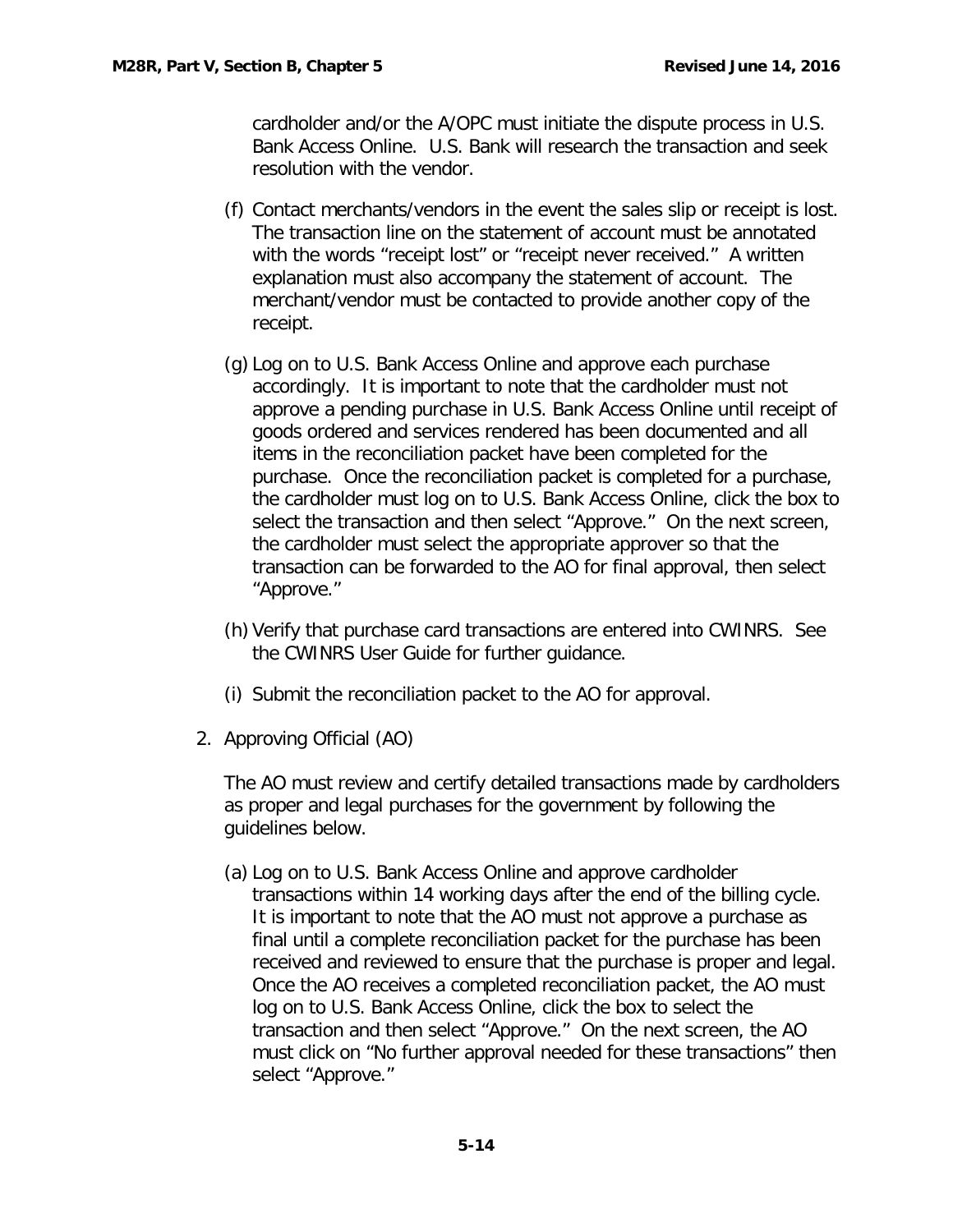cardholder and/or the A/OPC must initiate the dispute process in U.S. Bank Access Online. U.S. Bank will research the transaction and seek resolution with the vendor.

(f) Contact merchants/vendors in the event the sales slip or receipt is lost. The transaction line on the statement of account must be annotated with the words "receipt lost" or "receipt never received." A written explanation must also accompany the statement of account. The merchant/vendor must be contacted to provide another copy of the receipt.

(g) Log on to U.S. Bank Access Online and approve each purchase accordingly. It is important to note that the cardholder must not approve a pending purchase in U.S. Bank Access Online until receipt of goods ordered and services rendered has been documented and all items in the reconciliation packet have been completed for the purchase. Once the reconciliation packet is completed for a purchase, the cardholder must log on to U.S. Bank Access Online, click the box to select the transaction and then select "Approve." On the next screen, the cardholder must select the appropriate approver so that the transaction can be forwarded to the AO for final approval, then select "Approve."

(h) Verify that purchase card transactions are entered into CWINRS. See the CWINRS User Guide for further guidance.

(i) Submit the reconciliation packet to the AO for approval.

2. Approving Official (AO)

The AO must review and certify detailed transactions made by cardholders as proper and legal purchases for the government by following the guidelines below.

(a) Log on to U.S. Bank Access Online and approve cardholder transactions within 14 working days after the end of the billing cycle. It is important to note that the AO must not approve a purchase as final until a complete reconciliation packet for the purchase has been received and reviewed to ensure that the purchase is proper and legal. Once the AO receives a completed reconciliation packet, the AO must log on to U.S. Bank Access Online, click the box to select the transaction and then select "Approve." On the next screen, the AO must click on "No further approval needed for these transactions" then select "Approve."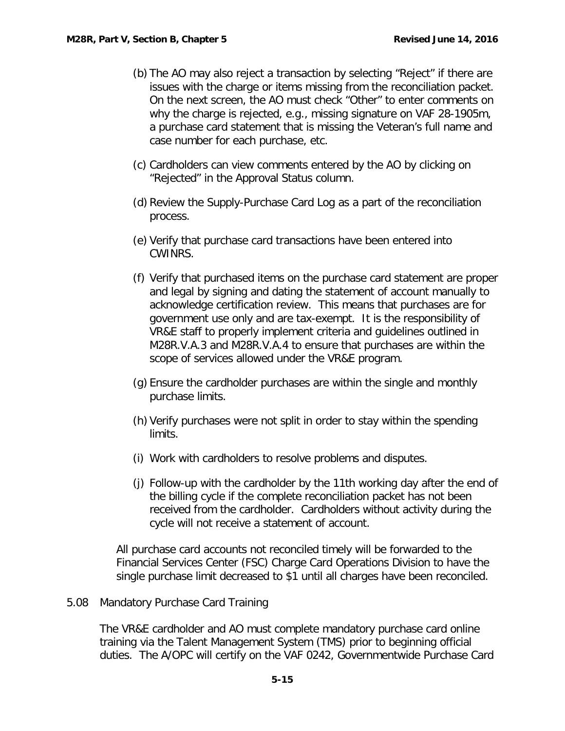(b) The AO may also reject a transaction by selecting "Reject" if there are issues with the charge or items missing from the reconciliation packet. On the next screen, the AO must check "Other" to enter comments on why the charge is rejected, e.g., missing signature on VAF 28-1905m, a purchase card statement that is missing the Veteran's full name and case number for each purchase, etc.

(c) Cardholders can view comments entered by the AO by clicking on "Rejected" in the Approval Status column.

(d) Review the Supply-Purchase Card Log as a part of the reconciliation process.

(e) Verify that purchase card transactions have been entered into CWINRS.

(f) Verify that purchased items on the purchase card statement are proper and legal by signing and dating the statement of account manually to acknowledge certification review. This means that purchases are for government use only and are tax-exempt. It is the responsibility of VR&E staff to properly implement criteria and guidelines outlined in M28R.V.A.3 and M28R.V.A.4 to ensure that purchases are within the scope of services allowed under the VR&E program.

(g) Ensure the cardholder purchases are within the single and monthly purchase limits.

(h) Verify purchases were not split in order to stay within the spending limits.

(i) Work with cardholders to resolve problems and disputes.

(j) Follow-up with the cardholder by the 11th working day after the end of the billing cycle if the complete reconciliation packet has not been received from the cardholder. Cardholders without activity during the cycle will not receive a statement of account.

All purchase card accounts not reconciled timely will be forwarded to the Financial Services Center (FSC) Charge Card Operations Division to have the single purchase limit decreased to $1 until all charges have been reconciled.

## 5.08 Mandatory Purchase Card Training

The VR&E cardholder and AO must complete mandatory purchase card online training via the Talent Management System (TMS) prior to beginning official duties. The A/OPC will certify on the VAF 0242, Governmentwide Purchase Card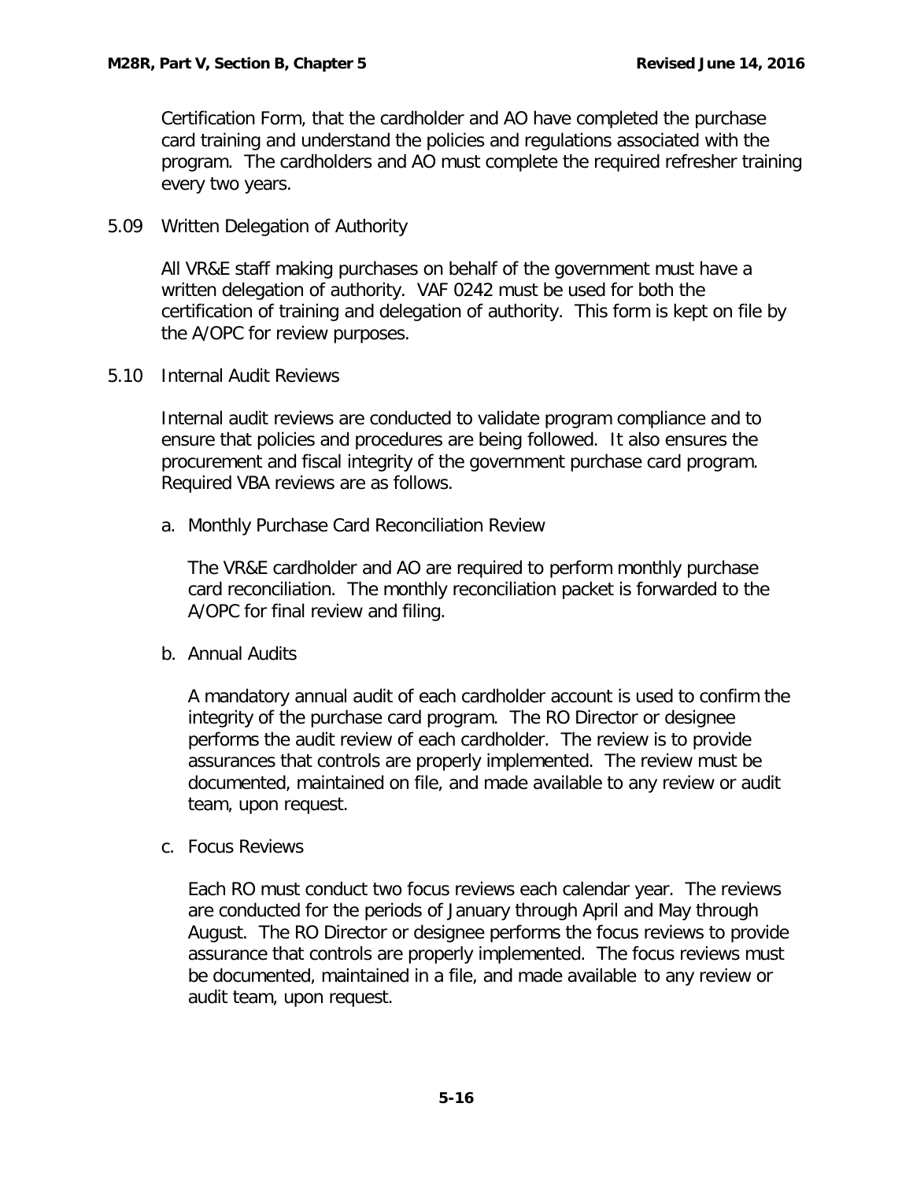Certification Form, that the cardholder and AO have completed the purchase card training and understand the policies and regulations associated with the program. The cardholders and AO must complete the required refresher training every two years.

## 5.09 Written Delegation of Authority

All VR&E staff making purchases on behalf of the government must have a written delegation of authority. VAF 0242 must be used for both the certification of training and delegation of authority. This form is kept on file by the A/OPC for review purposes.

## 5.10 Internal Audit Reviews

Internal audit reviews are conducted to validate program compliance and to ensure that policies and procedures are being followed. It also ensures the procurement and fiscal integrity of the government purchase card program. Required VBA reviews are as follows.

a. Monthly Purchase Card Reconciliation Review

The VR&E cardholder and AO are required to perform monthly purchase card reconciliation. The monthly reconciliation packet is forwarded to the A/OPC for final review and filing.

b. Annual Audits

A mandatory annual audit of each cardholder account is used to confirm the integrity of the purchase card program. The RO Director or designee performs the audit review of each cardholder. The review is to provide assurances that controls are properly implemented. The review must be documented, maintained on file, and made available to any review or audit team, upon request.

c. Focus Reviews

Each RO must conduct two focus reviews each calendar year. The reviews are conducted for the periods of January through April and May through August. The RO Director or designee performs the focus reviews to provide assurance that controls are properly implemented. The focus reviews must be documented, maintained in a file, and made available to any review or audit team, upon request.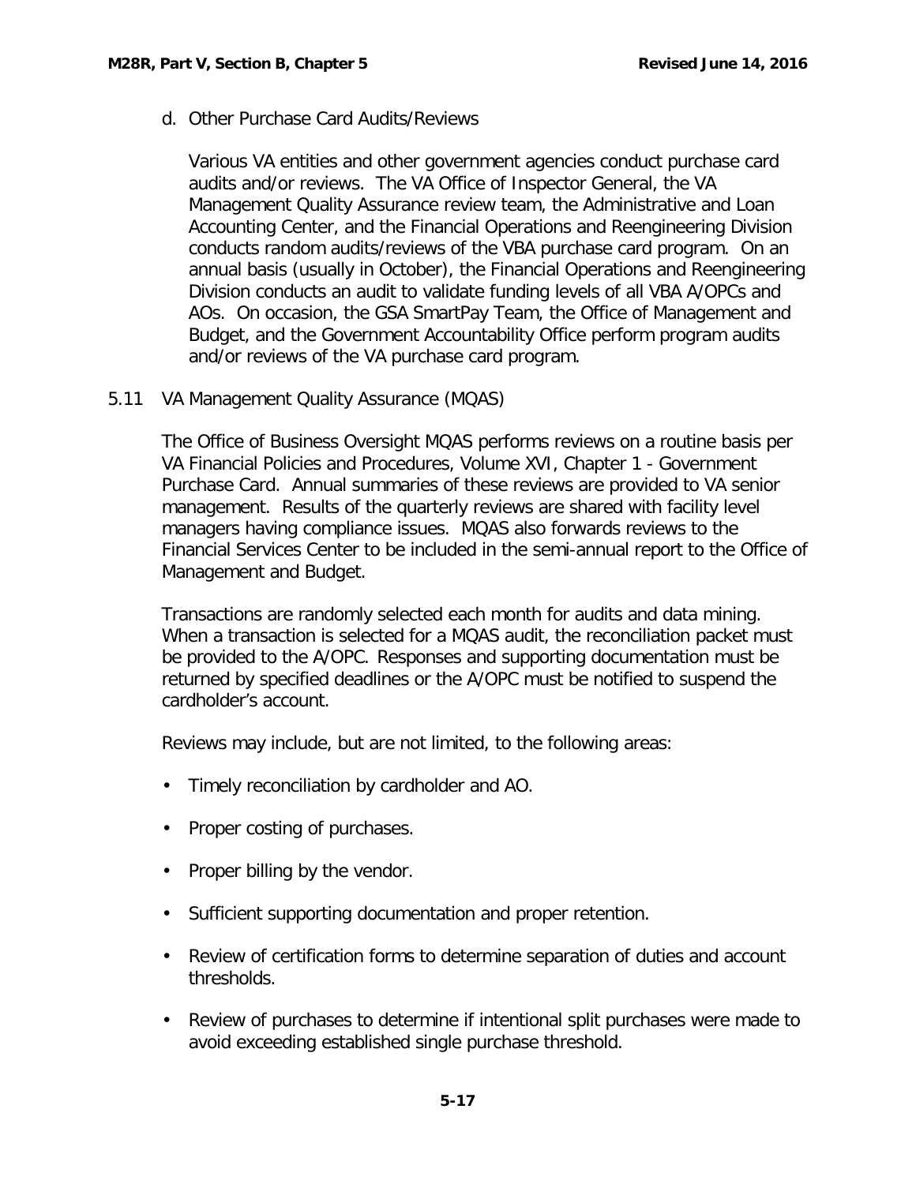d. Other Purchase Card Audits/Reviews

Various VA entities and other government agencies conduct purchase card audits and/or reviews. The VA Office of Inspector General, the VA Management Quality Assurance review team, the Administrative and Loan Accounting Center, and the Financial Operations and Reengineering Division conducts random audits/reviews of the VBA purchase card program. On an annual basis (usually in October), the Financial Operations and Reengineering Division conducts an audit to validate funding levels of all VBA A/OPCs and AOs. On occasion, the GSA SmartPay Team, the Office of Management and Budget, and the Government Accountability Office perform program audits and/or reviews of the VA purchase card program.

## 5.11 VA Management Quality Assurance (MQAS)

The Office of Business Oversight MQAS performs reviews on a routine basis per VA Financial Policies and Procedures, Volume XVI, Chapter 1 - Government Purchase Card. Annual summaries of these reviews are provided to VA senior management. Results of the quarterly reviews are shared with facility level managers having compliance issues. MQAS also forwards reviews to the Financial Services Center to be included in the semi-annual report to the Office of Management and Budget.

Transactions are randomly selected each month for audits and data mining. When a transaction is selected for a MQAS audit, the reconciliation packet must be provided to the A/OPC. Responses and supporting documentation must be returned by specified deadlines or the A/OPC must be notified to suspend the cardholder's account.

Reviews may include, but are not limited, to the following areas:

- Timely reconciliation by cardholder and AO.
- Proper costing of purchases.
- Proper billing by the vendor.
- Sufficient supporting documentation and proper retention.
- Review of certification forms to determine separation of duties and account thresholds.
- Review of purchases to determine if intentional split purchases were made to avoid exceeding established single purchase threshold.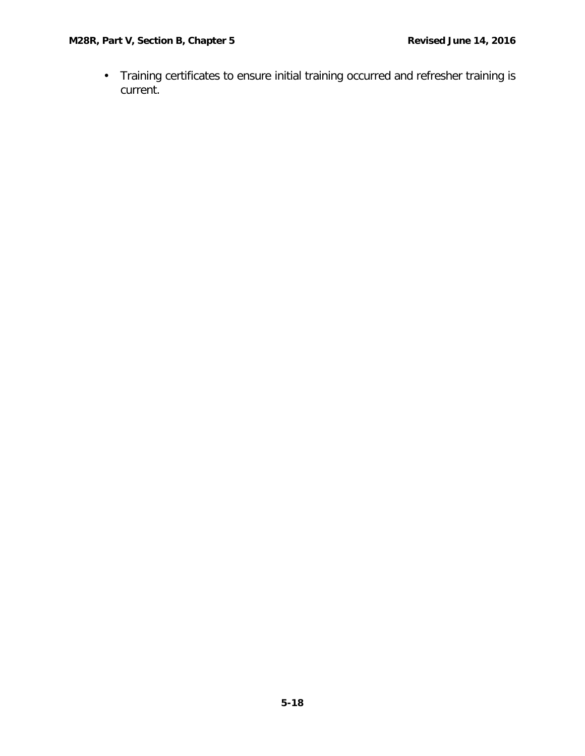- Training certificates to ensure initial training occurred and refresher training is current.